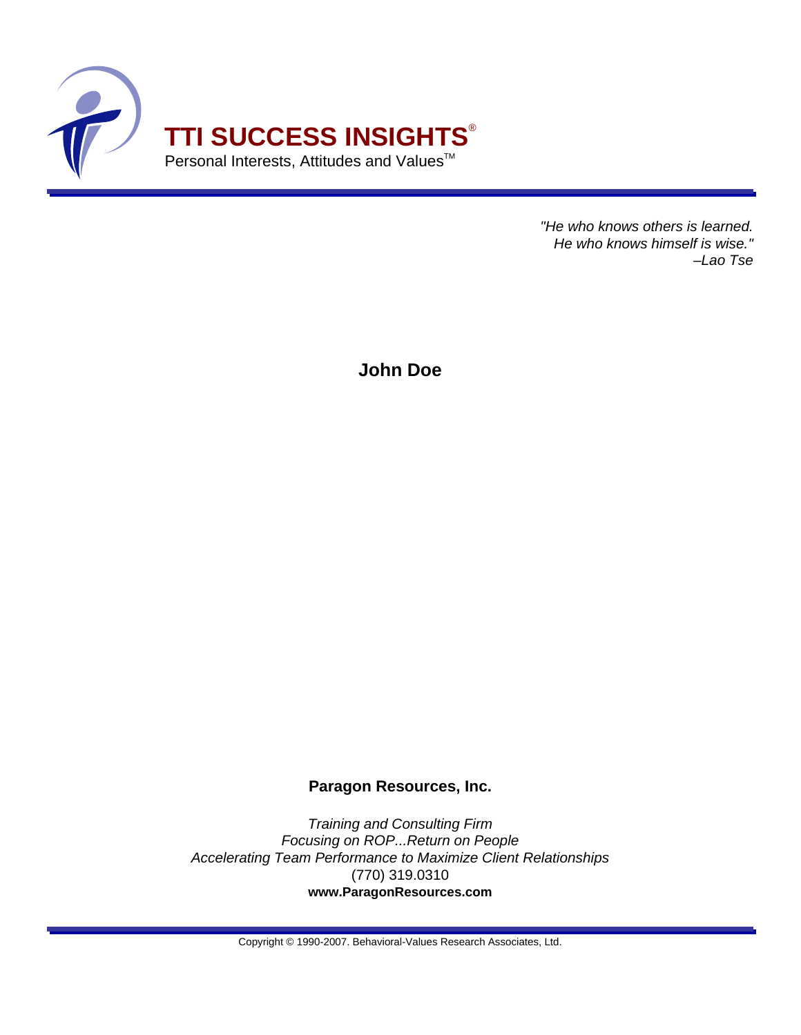# TTI SUCCESS INSIGHTS®

Personal Interests, Attitudes and Values™

*"He who knows others is learned.*
*He who knows himself is wise."*
*–Lao Tse*

**John Doe**

**Paragon Resources, Inc.**

*Training and Consulting Firm*
*Focusing on ROP...Return on People*
*Accelerating Team Performance to Maximize Client Relationships*
(770) 319.0310
**www.ParagonResources.com**

Copyright © 1990-2007. Behavioral-Values Research Associates, Ltd.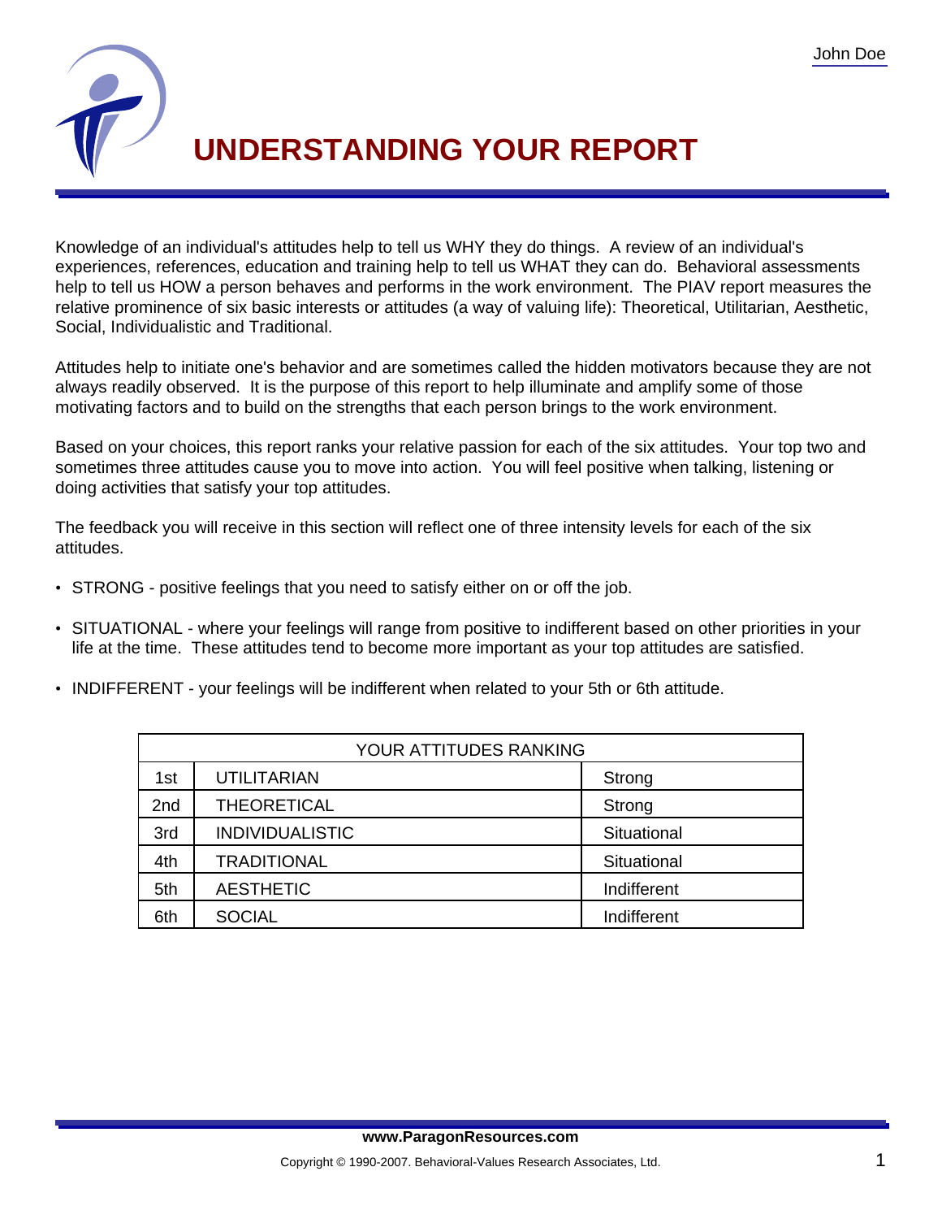# UNDERSTANDING YOUR REPORT

Knowledge of an individual's attitudes help to tell us WHY they do things. A review of an individual's experiences, references, education and training help to tell us WHAT they can do. Behavioral assessments help to tell us HOW a person behaves and performs in the work environment. The PIAV report measures the relative prominence of six basic interests or attitudes (a way of valuing life): Theoretical, Utilitarian, Aesthetic, Social, Individualistic and Traditional.

Attitudes help to initiate one's behavior and are sometimes called the hidden motivators because they are not always readily observed. It is the purpose of this report to help illuminate and amplify some of those motivating factors and to build on the strengths that each person brings to the work environment.

Based on your choices, this report ranks your relative passion for each of the six attitudes. Your top two and sometimes three attitudes cause you to move into action. You will feel positive when talking, listening or doing activities that satisfy your top attitudes.

The feedback you will receive in this section will reflect one of three intensity levels for each of the six attitudes.

- STRONG - positive feelings that you need to satisfy either on or off the job.
- SITUATIONAL - where your feelings will range from positive to indifferent based on other priorities in your life at the time. These attitudes tend to become more important as your top attitudes are satisfied.
- INDIFFERENT - your feelings will be indifferent when related to your 5th or 6th attitude.

| YOUR ATTITUDES RANKING | | |
|---|---|---|
| 1st | UTILITARIAN | Strong |
| 2nd | THEORETICAL | Strong |
| 3rd | INDIVIDUALISTIC | Situational |
| 4th | TRADITIONAL | Situational |
| 5th | AESTHETIC | Indifferent |
| 6th | SOCIAL | Indifferent |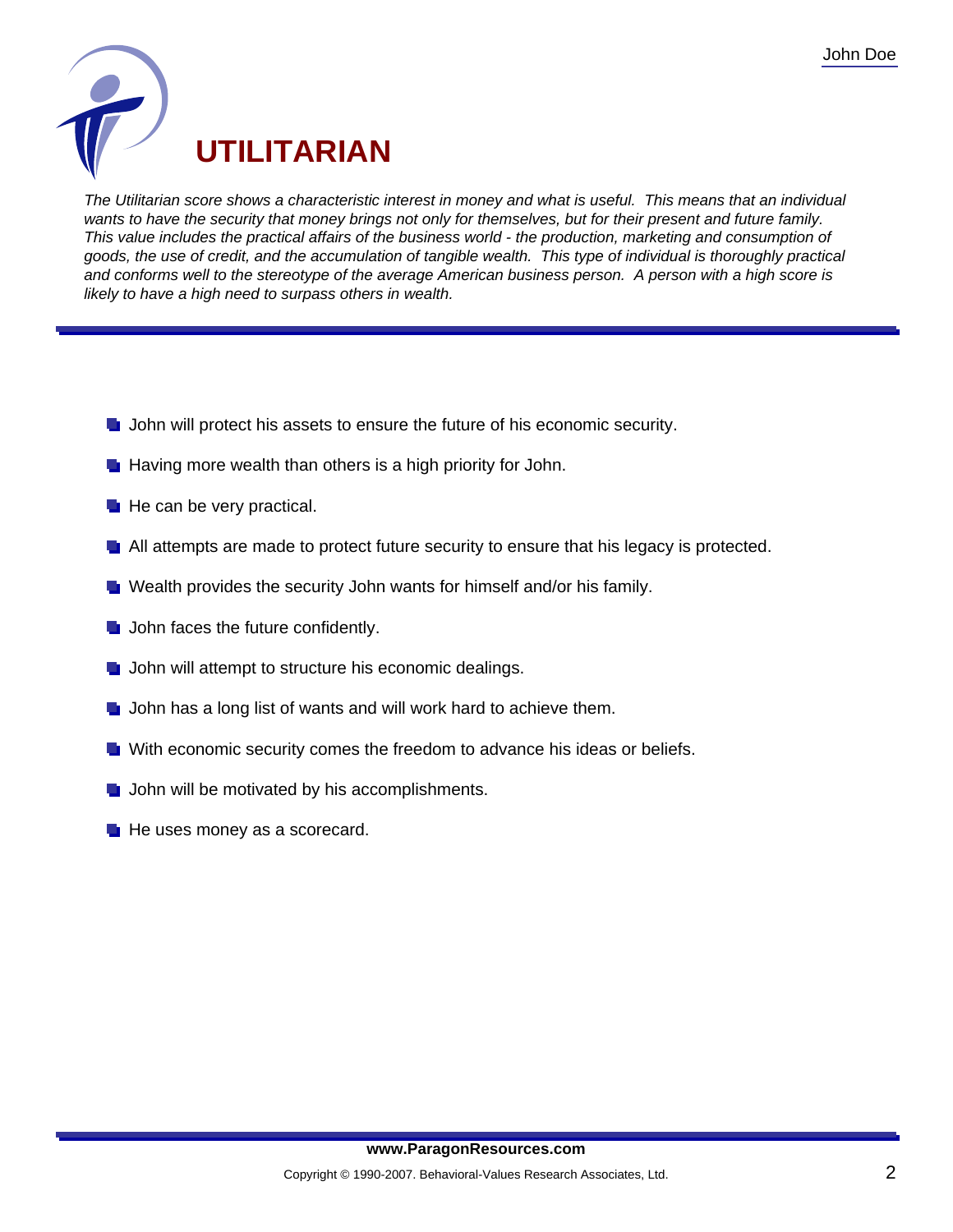# UTILITARIAN

*The Utilitarian score shows a characteristic interest in money and what is useful. This means that an individual wants to have the security that money brings not only for themselves, but for their present and future family. This value includes the practical affairs of the business world - the production, marketing and consumption of goods, the use of credit, and the accumulation of tangible wealth. This type of individual is thoroughly practical and conforms well to the stereotype of the average American business person. A person with a high score is likely to have a high need to surpass others in wealth.*

---

- John will protect his assets to ensure the future of his economic security.
- Having more wealth than others is a high priority for John.
- He can be very practical.
- All attempts are made to protect future security to ensure that his legacy is protected.
- Wealth provides the security John wants for himself and/or his family.
- John faces the future confidently.
- John will attempt to structure his economic dealings.
- John has a long list of wants and will work hard to achieve them.
- With economic security comes the freedom to advance his ideas or beliefs.
- John will be motivated by his accomplishments.
- He uses money as a scorecard.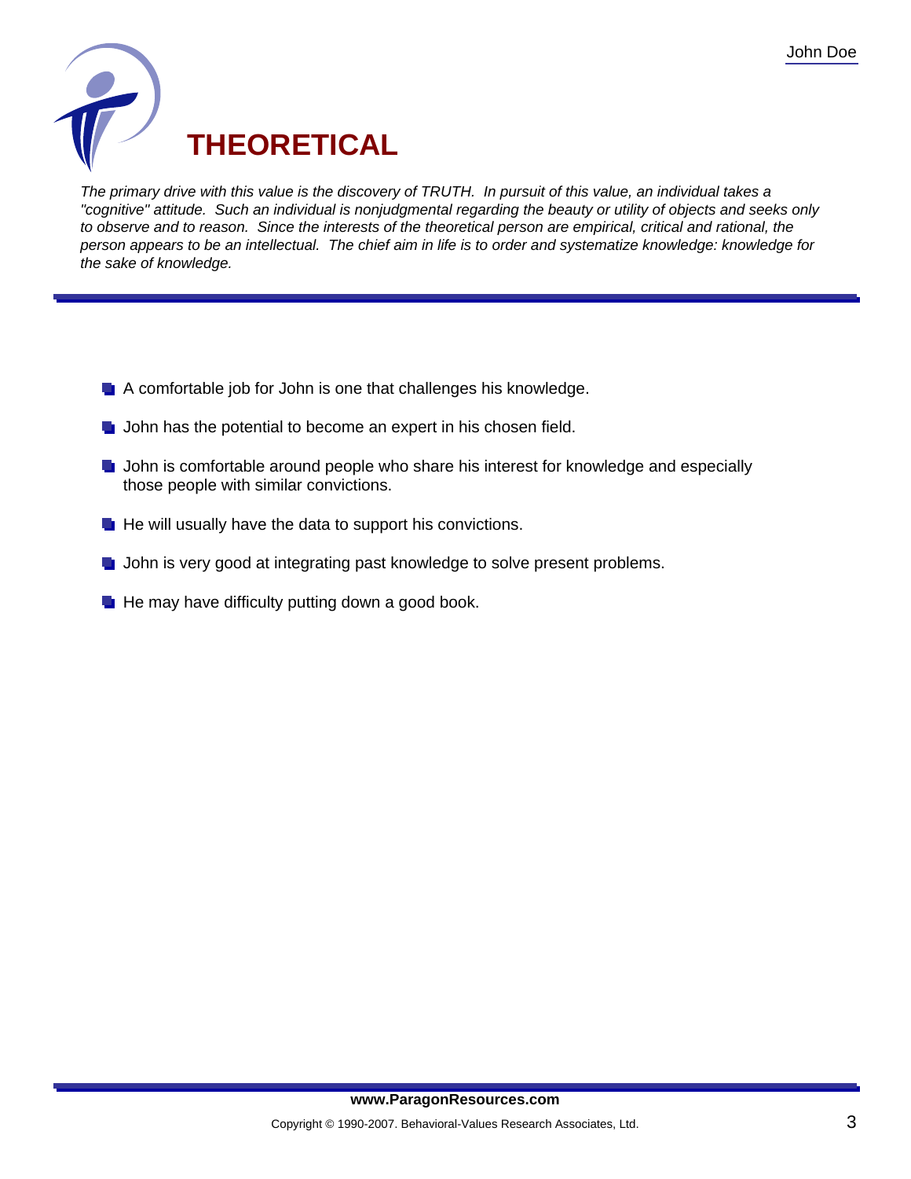# THEORETICAL

*The primary drive with this value is the discovery of TRUTH. In pursuit of this value, an individual takes a "cognitive" attitude. Such an individual is nonjudgmental regarding the beauty or utility of objects and seeks only to observe and to reason. Since the interests of the theoretical person are empirical, critical and rational, the person appears to be an intellectual. The chief aim in life is to order and systematize knowledge: knowledge for the sake of knowledge.*

---

- A comfortable job for John is one that challenges his knowledge.
- John has the potential to become an expert in his chosen field.
- John is comfortable around people who share his interest for knowledge and especially those people with similar convictions.
- He will usually have the data to support his convictions.
- John is very good at integrating past knowledge to solve present problems.
- He may have difficulty putting down a good book.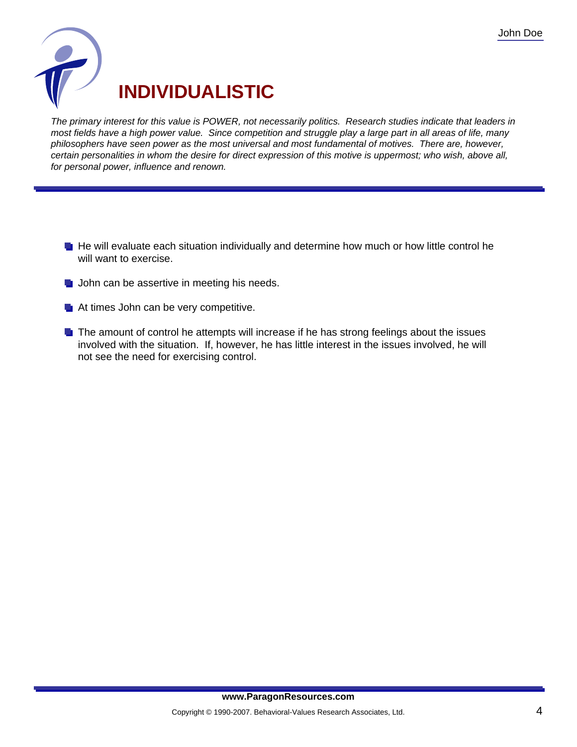# INDIVIDUALISTIC

*The primary interest for this value is POWER, not necessarily politics. Research studies indicate that leaders in most fields have a high power value. Since competition and struggle play a large part in all areas of life, many philosophers have seen power as the most universal and most fundamental of motives. There are, however, certain personalities in whom the desire for direct expression of this motive is uppermost; who wish, above all, for personal power, influence and renown.*

- He will evaluate each situation individually and determine how much or how little control he will want to exercise.
- John can be assertive in meeting his needs.
- At times John can be very competitive.
- The amount of control he attempts will increase if he has strong feelings about the issues involved with the situation. If, however, he has little interest in the issues involved, he will not see the need for exercising control.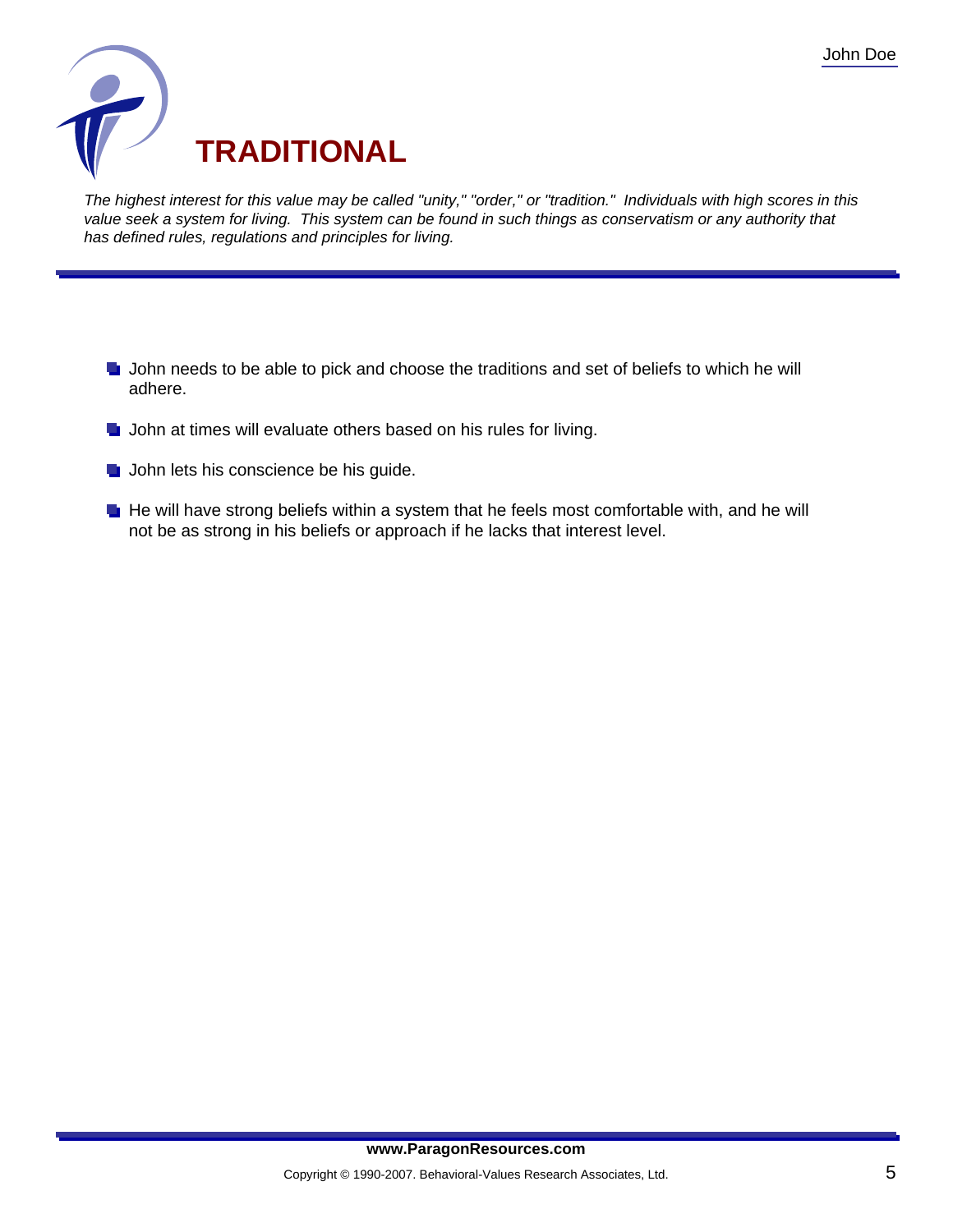# TRADITIONAL

*The highest interest for this value may be called "unity," "order," or "tradition." Individuals with high scores in this value seek a system for living. This system can be found in such things as conservatism or any authority that has defined rules, regulations and principles for living.*

- John needs to be able to pick and choose the traditions and set of beliefs to which he will adhere.
- John at times will evaluate others based on his rules for living.
- John lets his conscience be his guide.
- He will have strong beliefs within a system that he feels most comfortable with, and he will not be as strong in his beliefs or approach if he lacks that interest level.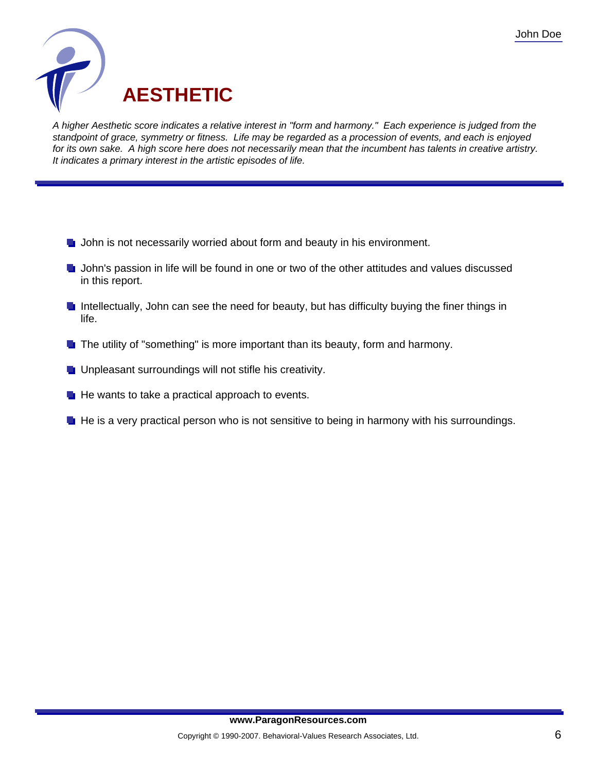# AESTHETIC

*A higher Aesthetic score indicates a relative interest in "form and harmony." Each experience is judged from the standpoint of grace, symmetry or fitness. Life may be regarded as a procession of events, and each is enjoyed for its own sake. A high score here does not necessarily mean that the incumbent has talents in creative artistry. It indicates a primary interest in the artistic episodes of life.*

- John is not necessarily worried about form and beauty in his environment.
- John's passion in life will be found in one or two of the other attitudes and values discussed in this report.
- Intellectually, John can see the need for beauty, but has difficulty buying the finer things in life.
- The utility of "something" is more important than its beauty, form and harmony.
- Unpleasant surroundings will not stifle his creativity.
- He wants to take a practical approach to events.
- He is a very practical person who is not sensitive to being in harmony with his surroundings.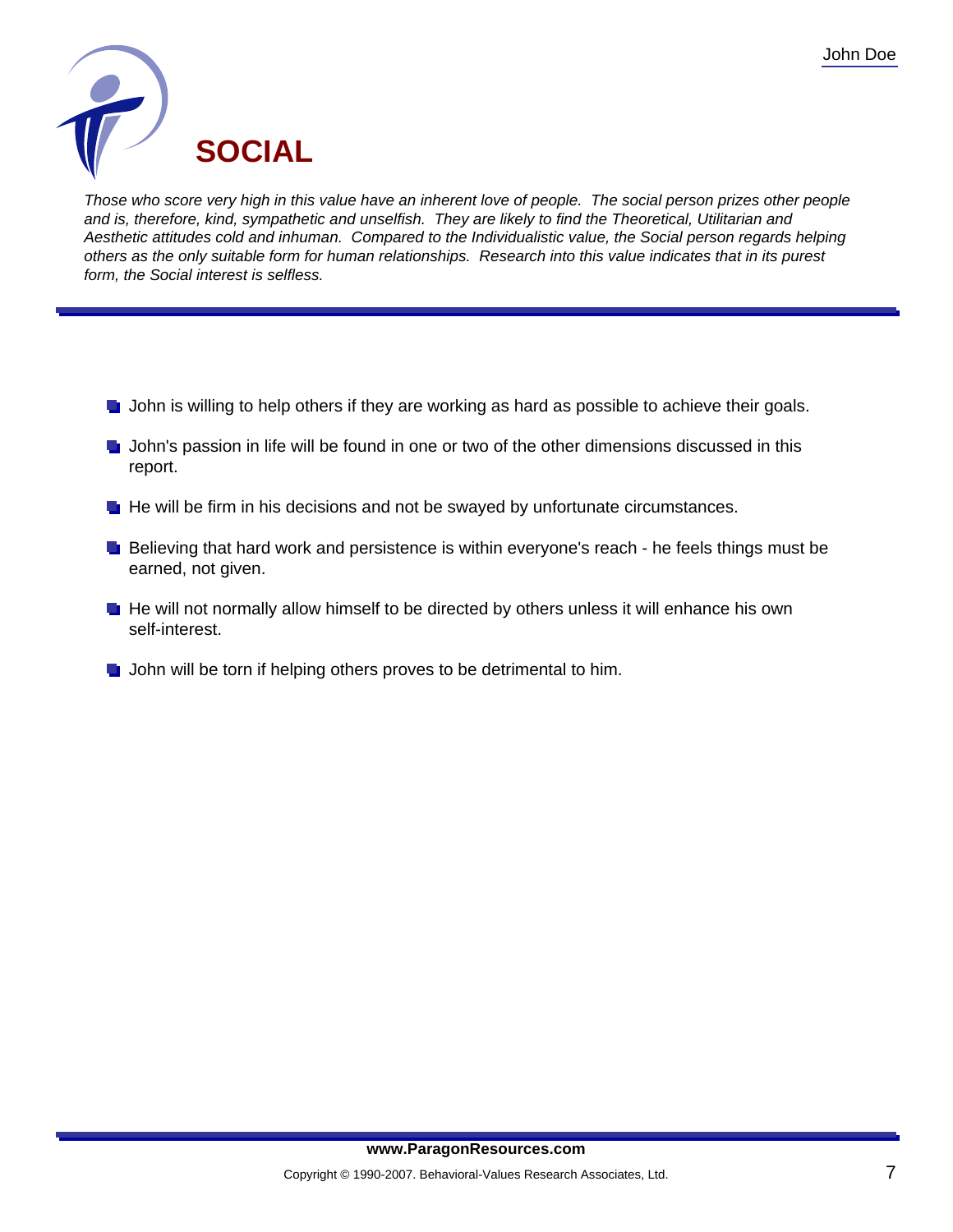# SOCIAL

*Those who score very high in this value have an inherent love of people. The social person prizes other people and is, therefore, kind, sympathetic and unselfish. They are likely to find the Theoretical, Utilitarian and Aesthetic attitudes cold and inhuman. Compared to the Individualistic value, the Social person regards helping others as the only suitable form for human relationships. Research into this value indicates that in its purest form, the Social interest is selfless.*

---

- John is willing to help others if they are working as hard as possible to achieve their goals.
- John's passion in life will be found in one or two of the other dimensions discussed in this report.
- He will be firm in his decisions and not be swayed by unfortunate circumstances.
- Believing that hard work and persistence is within everyone's reach - he feels things must be earned, not given.
- He will not normally allow himself to be directed by others unless it will enhance his own self-interest.
- John will be torn if helping others proves to be detrimental to him.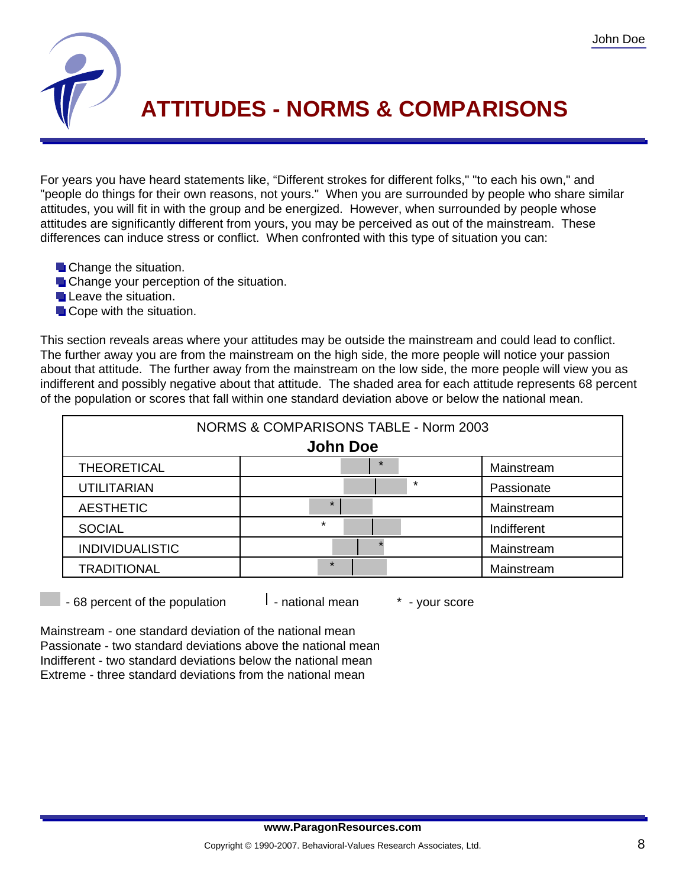# ATTITUDES - NORMS & COMPARISONS

For years you have heard statements like, "Different strokes for different folks," "to each his own," and "people do things for their own reasons, not yours." When you are surrounded by people who share similar attitudes, you will fit in with the group and be energized. However, when surrounded by people whose attitudes are significantly different from yours, you may be perceived as out of the mainstream. These differences can induce stress or conflict. When confronted with this type of situation you can:

- Change the situation.
- Change your perception of the situation.
- Leave the situation.
- Cope with the situation.

This section reveals areas where your attitudes may be outside the mainstream and could lead to conflict. The further away you are from the mainstream on the high side, the more people will notice your passion about that attitude. The further away from the mainstream on the low side, the more people will view you as indifferent and possibly negative about that attitude. The shaded area for each attitude represents 68 percent of the population or scores that fall within one standard deviation above or below the national mean.

**NORMS & COMPARISONS TABLE - Norm 2003**

**John Doe**

| Attitude | Score | Classification |
|---|---|---|
| THEORETICAL | * | Mainstream |
| UTILITARIAN | * | Passionate |
| AESTHETIC | * | Mainstream |
| SOCIAL | * | Indifferent |
| INDIVIDUALISTIC | * | Mainstream |
| TRADITIONAL | * | Mainstream |

- 68 percent of the population | - national mean * - your score

Mainstream - one standard deviation of the national mean
Passionate - two standard deviations above the national mean
Indifferent - two standard deviations below the national mean
Extreme - three standard deviations from the national mean

www.ParagonResources.com

Copyright © 1990-2007. Behavioral-Values Research Associates, Ltd.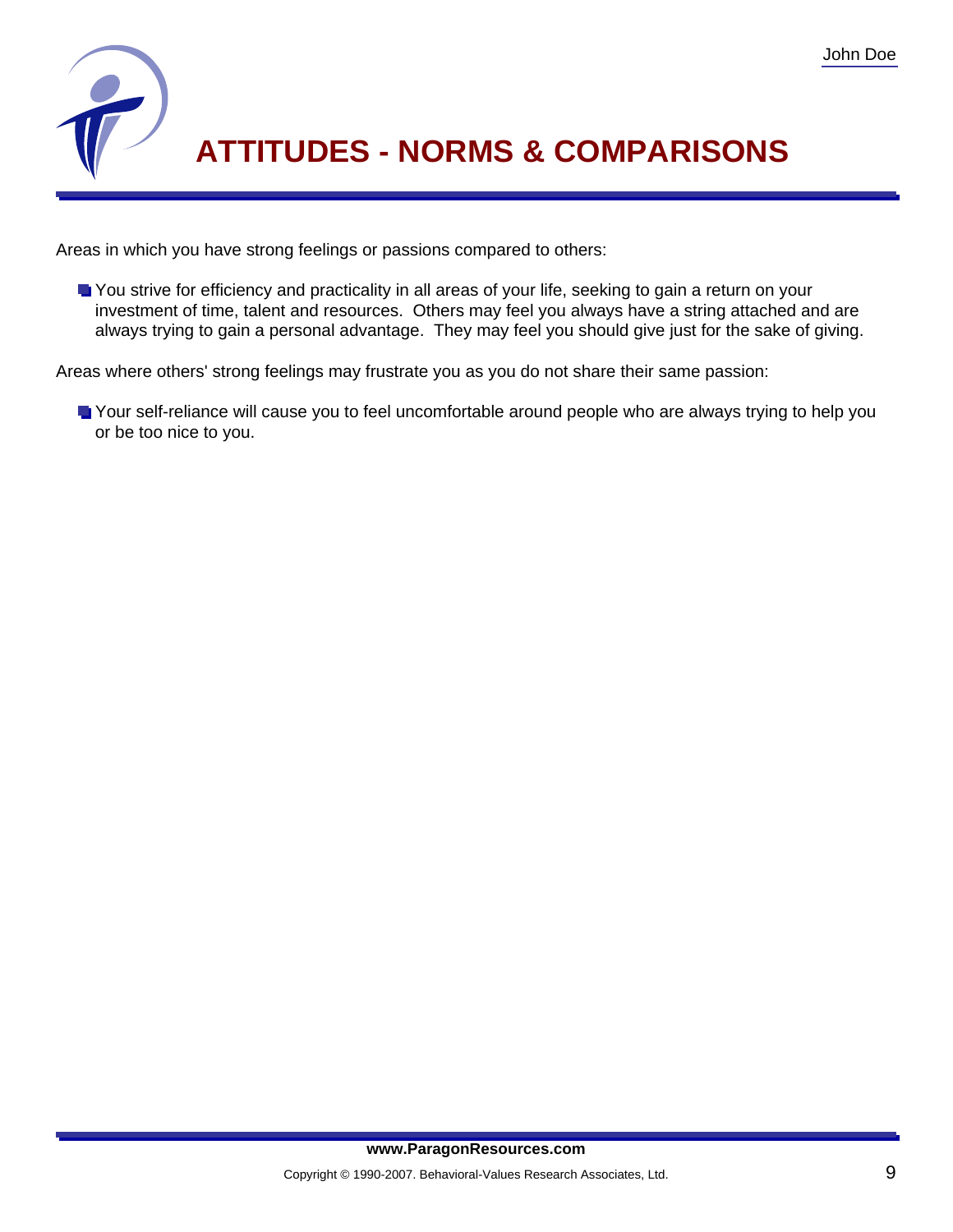# ATTITUDES - NORMS & COMPARISONS

Areas in which you have strong feelings or passions compared to others:

- You strive for efficiency and practicality in all areas of your life, seeking to gain a return on your investment of time, talent and resources. Others may feel you always have a string attached and are always trying to gain a personal advantage. They may feel you should give just for the sake of giving.

Areas where others' strong feelings may frustrate you as you do not share their same passion:

- Your self-reliance will cause you to feel uncomfortable around people who are always trying to help you or be too nice to you.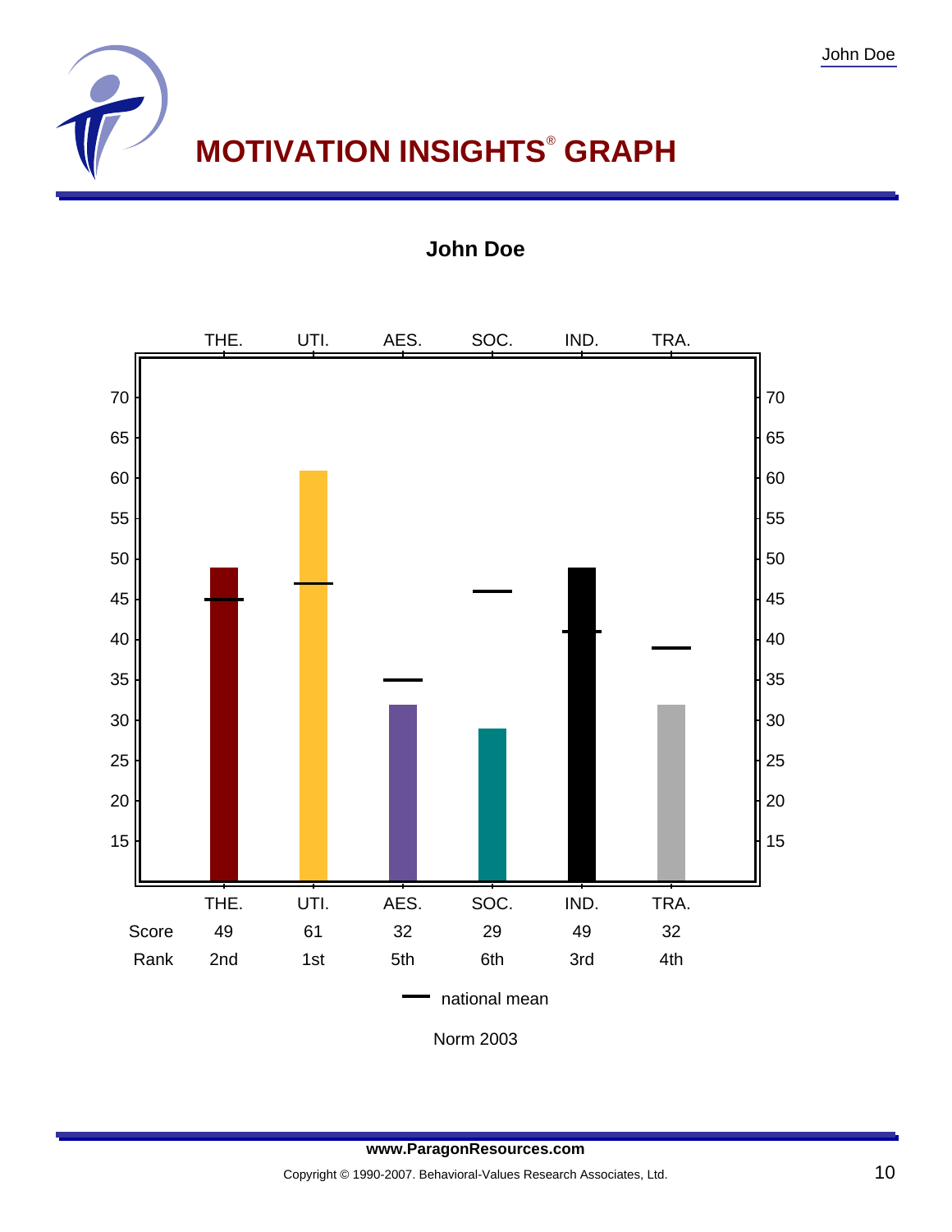# MOTIVATION INSIGHTS® GRAPH

**John Doe**

| | THE. | UTI. | AES. | SOC. | IND. | TRA. |
|---|---|---|---|---|---|---|
| Score | 49 | 61 | 32 | 29 | 49 | 32 |
| Rank | 2nd | 1st | 5th | 6th | 3rd | 4th |

— national mean

Norm 2003

**www.ParagonResources.com**

Copyright © 1990-2007. Behavioral-Values Research Associates, Ltd.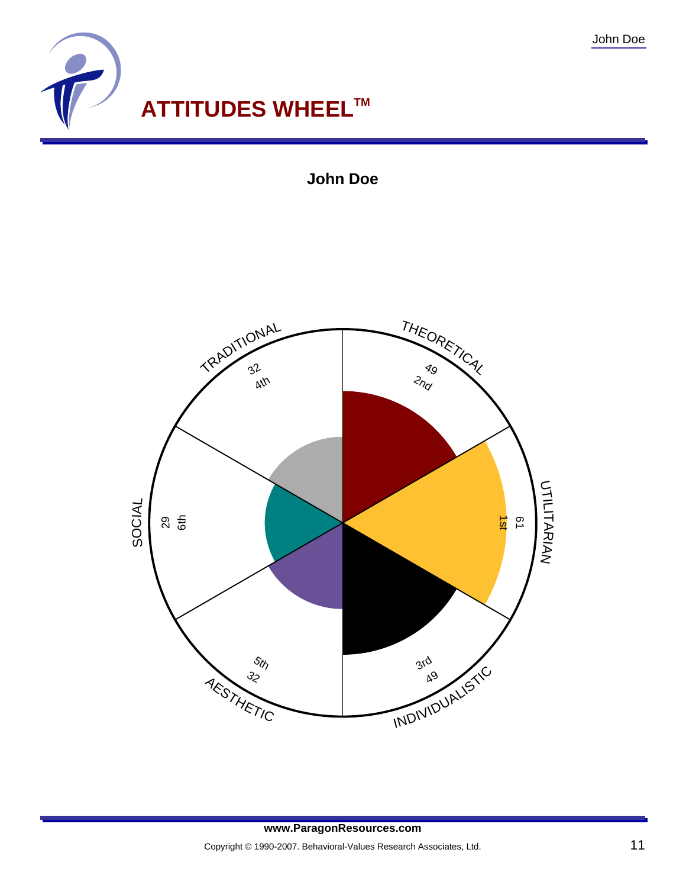# ATTITUDES WHEEL™

**John Doe**

THEORETICAL
49
2nd

UTILITARIAN
61
1st

INDIVIDUALISTIC
3rd
49

AESTHETIC
5th
32

SOCIAL
29
6th

TRADITIONAL
32
4th

**www.ParagonResources.com**

Copyright © 1990-2007. Behavioral-Values Research Associates, Ltd.